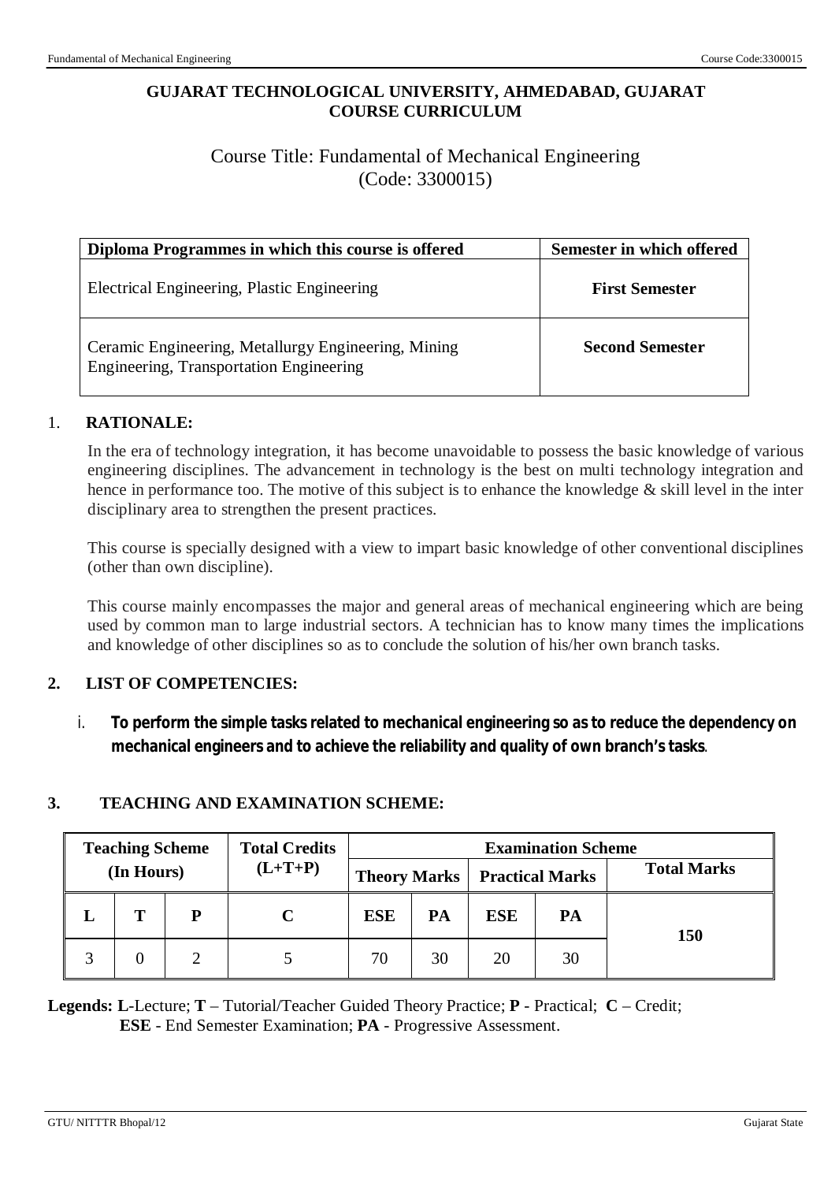**GUJARAT TECHNOLOGICAL UNIVERSITY, AHMEDABAD, GUJARAT**
**COURSE CURRICULUM**

# Course Title: Fundamental of Mechanical Engineering
(Code: 3300015)

| Diploma Programmes in which this course is offered | Semester in which offered |
|---|---|
| Electrical Engineering, Plastic Engineering | **First Semester** |
| Ceramic Engineering, Metallurgy Engineering, Mining Engineering, Transportation Engineering | **Second Semester** |

## 1. RATIONALE:

In the era of technology integration, it has become unavoidable to possess the basic knowledge of various engineering disciplines. The advancement in technology is the best on multi technology integration and hence in performance too. The motive of this subject is to enhance the knowledge & skill level in the inter disciplinary area to strengthen the present practices.

This course is specially designed with a view to impart basic knowledge of other conventional disciplines (other than own discipline).

This course mainly encompasses the major and general areas of mechanical engineering which are being used by common man to large industrial sectors. A technician has to know many times the implications and knowledge of other disciplines so as to conclude the solution of his/her own branch tasks.

## 2. LIST OF COMPETENCIES:

i. **To perform the simple tasks related to mechanical engineering so as to reduce the dependency on mechanical engineers and to achieve the reliability and quality of own branch's tasks**.

## 3. TEACHING AND EXAMINATION SCHEME:

| Teaching Scheme (In Hours) | | | Total Credits (L+T+P) | Examination Scheme | | | | |
|---|---|---|---|---|---|---|---|---|
| | | | | Theory Marks | | Practical Marks | | Total Marks |
| L | T | P | C | ESE | PA | ESE | PA | |
| 3 | 0 | 2 | 5 | 70 | 30 | 20 | 30 | 150 |

**Legends: L**-Lecture; **T** – Tutorial/Teacher Guided Theory Practice; **P** - Practical; **C** – Credit; **ESE** - End Semester Examination; **PA** - Progressive Assessment.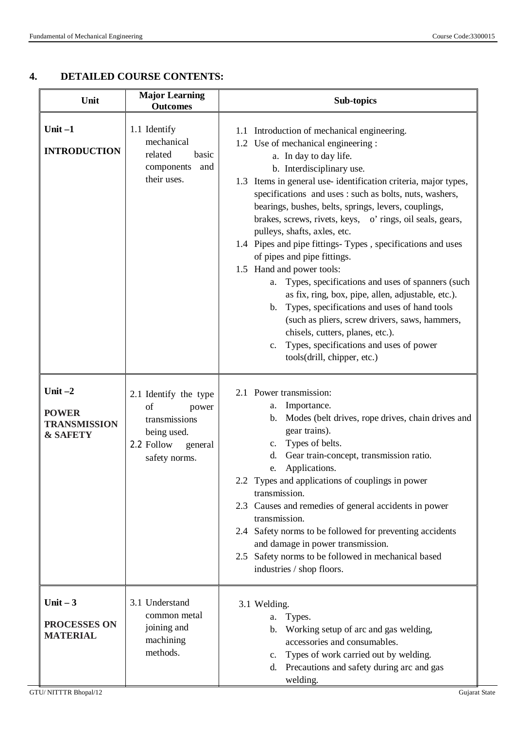## 4. DETAILED COURSE CONTENTS:

| Unit | Major Learning Outcomes | Sub-topics |
|---|---|---|
| **Unit –1** **INTRODUCTION** | 1.1 Identify mechanical related basic components and their uses. | 1.1 Introduction of mechanical engineering.<br>1.2 Use of mechanical engineering :<br>a. In day to day life.<br>b. Interdisciplinary use.<br>1.3 Items in general use- identification criteria, major types, specifications and uses : such as bolts, nuts, washers, bearings, bushes, belts, springs, levers, couplings, brakes, screws, rivets, keys, o' rings, oil seals, gears, pulleys, shafts, axles, etc.<br>1.4 Pipes and pipe fittings- Types , specifications and uses of pipes and pipe fittings.<br>1.5 Hand and power tools:<br>a. Types, specifications and uses of spanners (such as fix, ring, box, pipe, allen, adjustable, etc.).<br>b. Types, specifications and uses of hand tools (such as pliers, screw drivers, saws, hammers, chisels, cutters, planes, etc.).<br>c. Types, specifications and uses of power tools(drill, chipper, etc.) |
| **Unit –2** **POWER TRANSMISSION & SAFETY** | 2.1 Identify the type of power transmissions being used.<br>2.2 Follow general safety norms. | 2.1 Power transmission:<br>a. Importance.<br>b. Modes (belt drives, rope drives, chain drives and gear trains).<br>c. Types of belts.<br>d. Gear train-concept, transmission ratio.<br>e. Applications.<br>2.2 Types and applications of couplings in power transmission.<br>2.3 Causes and remedies of general accidents in power transmission.<br>2.4 Safety norms to be followed for preventing accidents and damage in power transmission.<br>2.5 Safety norms to be followed in mechanical based industries / shop floors. |
| **Unit – 3** **PROCESSES ON MATERIAL** | 3.1 Understand common metal joining and machining methods. | 3.1 Welding.<br>a. Types.<br>b. Working setup of arc and gas welding, accessories and consumables.<br>c. Types of work carried out by welding.<br>d. Precautions and safety during arc and gas welding. |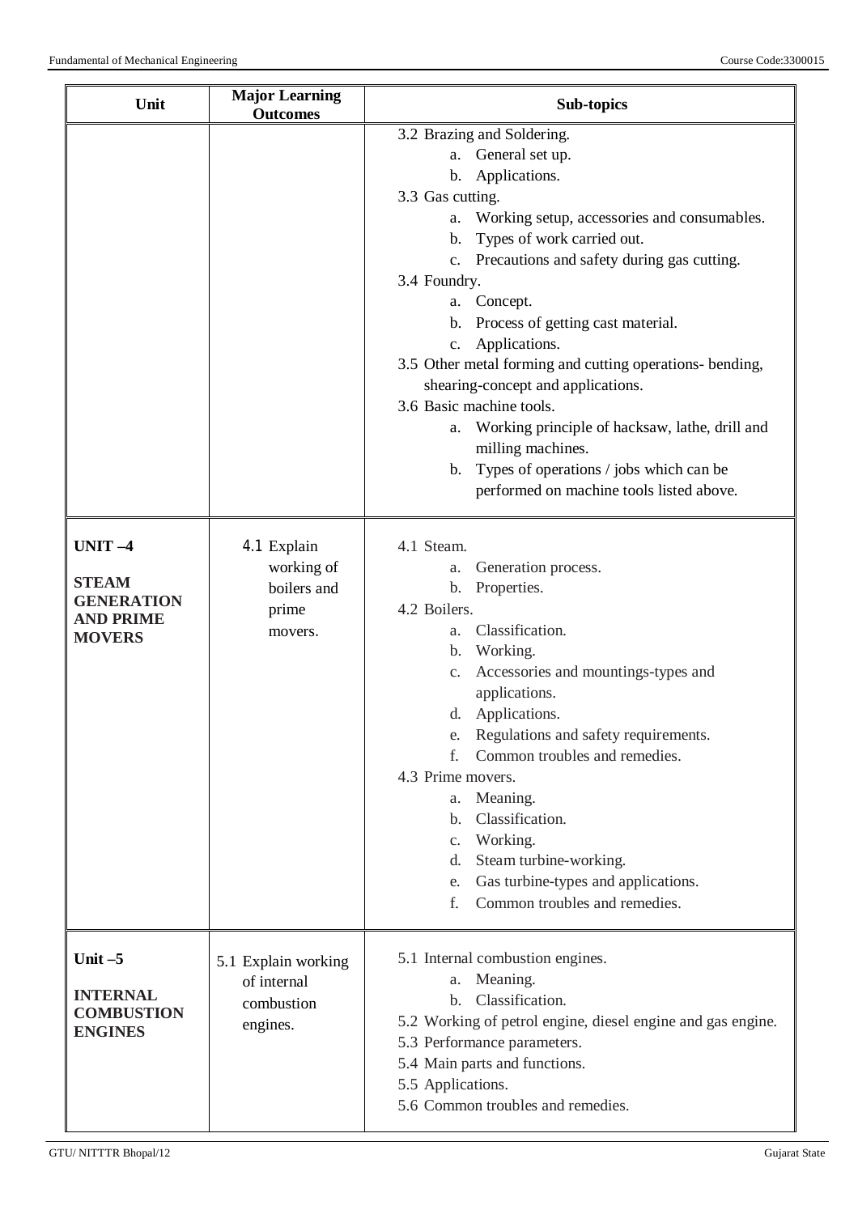| Unit | Major Learning Outcomes | Sub-topics |
|---|---|---|
| | | 3.2 Brazing and Soldering.<br>a. General set up.<br>b. Applications.<br>3.3 Gas cutting.<br>a. Working setup, accessories and consumables.<br>b. Types of work carried out.<br>c. Precautions and safety during gas cutting.<br>3.4 Foundry.<br>a. Concept.<br>b. Process of getting cast material.<br>c. Applications.<br>3.5 Other metal forming and cutting operations- bending, shearing-concept and applications.<br>3.6 Basic machine tools.<br>a. Working principle of hacksaw, lathe, drill and milling machines.<br>b. Types of operations / jobs which can be performed on machine tools listed above. |
| **UNIT –4**<br><br>**STEAM GENERATION AND PRIME MOVERS** | 4.1 Explain working of boilers and prime movers. | 4.1 Steam.<br>a. Generation process.<br>b. Properties.<br>4.2 Boilers.<br>a. Classification.<br>b. Working.<br>c. Accessories and mountings-types and applications.<br>d. Applications.<br>e. Regulations and safety requirements.<br>f. Common troubles and remedies.<br>4.3 Prime movers.<br>a. Meaning.<br>b. Classification.<br>c. Working.<br>d. Steam turbine-working.<br>e. Gas turbine-types and applications.<br>f. Common troubles and remedies. |
| **Unit –5**<br><br>**INTERNAL COMBUSTION ENGINES** | 5.1 Explain working of internal combustion engines. | 5.1 Internal combustion engines.<br>a. Meaning.<br>b. Classification.<br>5.2 Working of petrol engine, diesel engine and gas engine.<br>5.3 Performance parameters.<br>5.4 Main parts and functions.<br>5.5 Applications.<br>5.6 Common troubles and remedies. |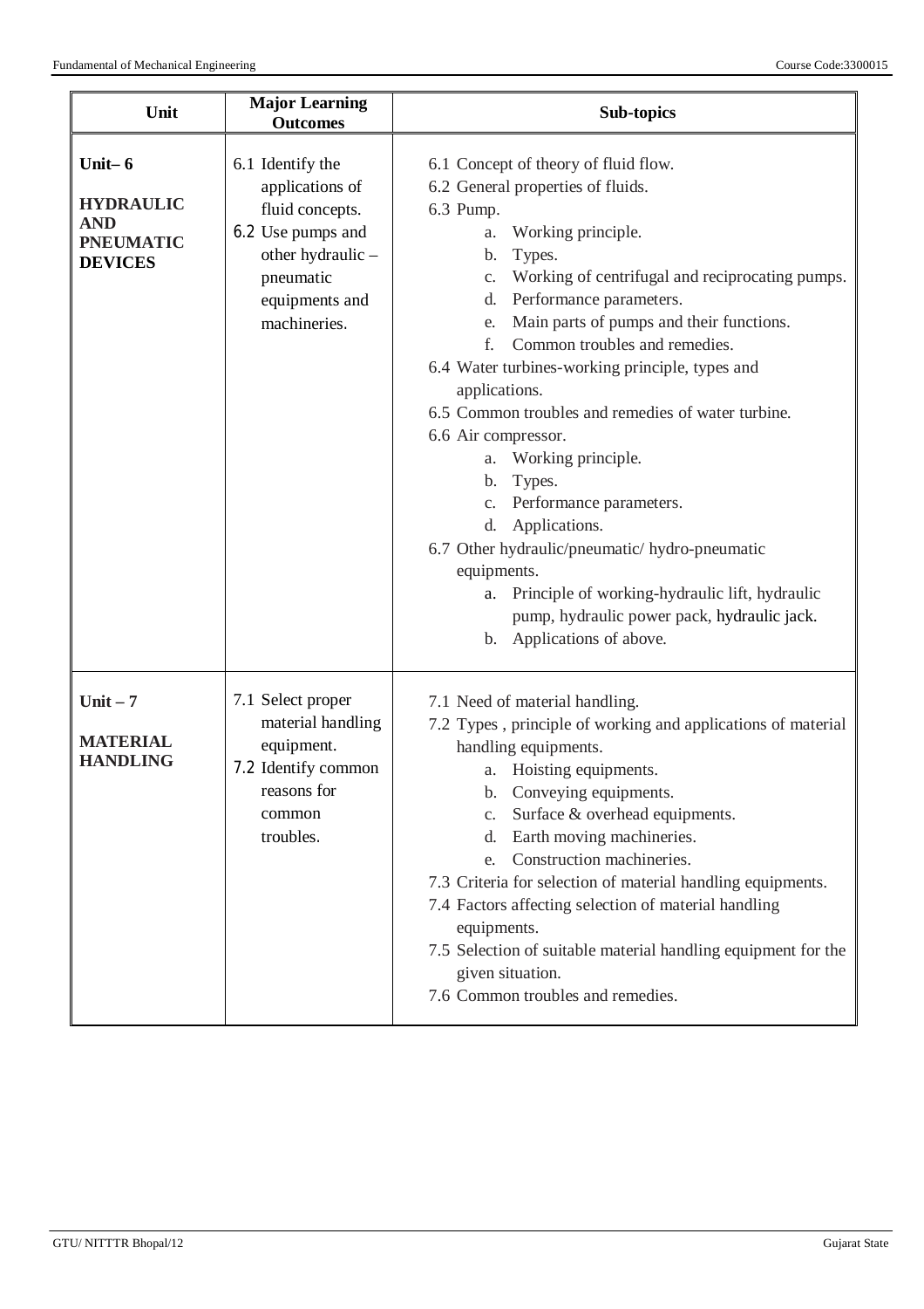| Unit | Major Learning Outcomes | Sub-topics |
|---|---|---|
| **Unit– 6**<br><br>**HYDRAULIC AND PNEUMATIC DEVICES** | 6.1 Identify the applications of fluid concepts.<br>6.2 Use pumps and other hydraulic – pneumatic equipments and machineries. | 6.1 Concept of theory of fluid flow.<br>6.2 General properties of fluids.<br>6.3 Pump.<br>a. Working principle.<br>b. Types.<br>c. Working of centrifugal and reciprocating pumps.<br>d. Performance parameters.<br>e. Main parts of pumps and their functions.<br>f. Common troubles and remedies.<br>6.4 Water turbines-working principle, types and applications.<br>6.5 Common troubles and remedies of water turbine.<br>6.6 Air compressor.<br>a. Working principle.<br>b. Types.<br>c. Performance parameters.<br>d. Applications.<br>6.7 Other hydraulic/pneumatic/ hydro-pneumatic equipments.<br>a. Principle of working-hydraulic lift, hydraulic pump, hydraulic power pack, hydraulic jack.<br>b. Applications of above. |
| **Unit – 7**<br><br>**MATERIAL HANDLING** | 7.1 Select proper material handling equipment.<br>7.2 Identify common reasons for common troubles. | 7.1 Need of material handling.<br>7.2 Types , principle of working and applications of material handling equipments.<br>a. Hoisting equipments.<br>b. Conveying equipments.<br>c. Surface & overhead equipments.<br>d. Earth moving machineries.<br>e. Construction machineries.<br>7.3 Criteria for selection of material handling equipments.<br>7.4 Factors affecting selection of material handling equipments.<br>7.5 Selection of suitable material handling equipment for the given situation.<br>7.6 Common troubles and remedies. |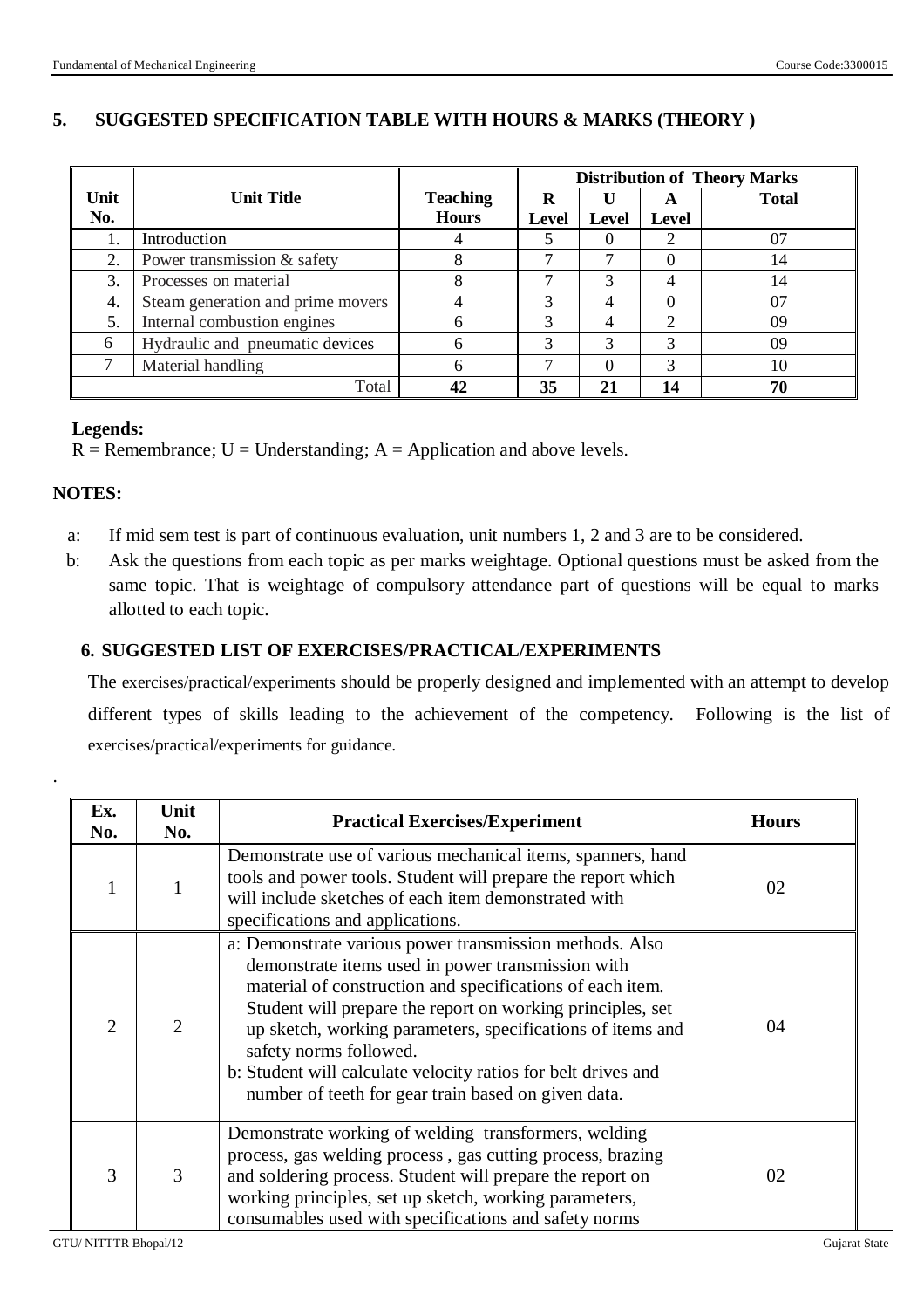## 5. SUGGESTED SPECIFICATION TABLE WITH HOURS & MARKS (THEORY )

| Unit No. | Unit Title | Teaching Hours | Distribution of Theory Marks | | | |
|---|---|---|---|---|---|---|
| | | | R Level | U Level | A Level | Total |
| 1. | Introduction | 4 | 5 | 0 | 2 | 07 |
| 2. | Power transmission & safety | 8 | 7 | 7 | 0 | 14 |
| 3. | Processes on material | 8 | 7 | 3 | 4 | 14 |
| 4. | Steam generation and prime movers | 4 | 3 | 4 | 0 | 07 |
| 5. | Internal combustion engines | 6 | 3 | 4 | 2 | 09 |
| 6 | Hydraulic and pneumatic devices | 6 | 3 | 3 | 3 | 09 |
| 7 | Material handling | 6 | 7 | 0 | 3 | 10 |
| | Total | **42** | **35** | **21** | **14** | **70** |

**Legends:**
R = Remembrance; U = Understanding; A = Application and above levels.

**NOTES:**

a: If mid sem test is part of continuous evaluation, unit numbers 1, 2 and 3 are to be considered.

b: Ask the questions from each topic as per marks weightage. Optional questions must be asked from the same topic. That is weightage of compulsory attendance part of questions will be equal to marks allotted to each topic.

## 6. SUGGESTED LIST OF EXERCISES/PRACTICAL/EXPERIMENTS

The exercises/practical/experiments should be properly designed and implemented with an attempt to develop different types of skills leading to the achievement of the competency. Following is the list of exercises/practical/experiments for guidance.

.

| Ex. No. | Unit No. | Practical Exercises/Experiment | Hours |
|---|---|---|---|
| 1 | 1 | Demonstrate use of various mechanical items, spanners, hand tools and power tools. Student will prepare the report which will include sketches of each item demonstrated with specifications and applications. | 02 |
| 2 | 2 | a: Demonstrate various power transmission methods. Also demonstrate items used in power transmission with material of construction and specifications of each item. Student will prepare the report on working principles, set up sketch, working parameters, specifications of items and safety norms followed.<br>b: Student will calculate velocity ratios for belt drives and number of teeth for gear train based on given data. | 04 |
| 3 | 3 | Demonstrate working of welding transformers, welding process, gas welding process , gas cutting process, brazing and soldering process. Student will prepare the report on working principles, set up sketch, working parameters, consumables used with specifications and safety norms | 02 |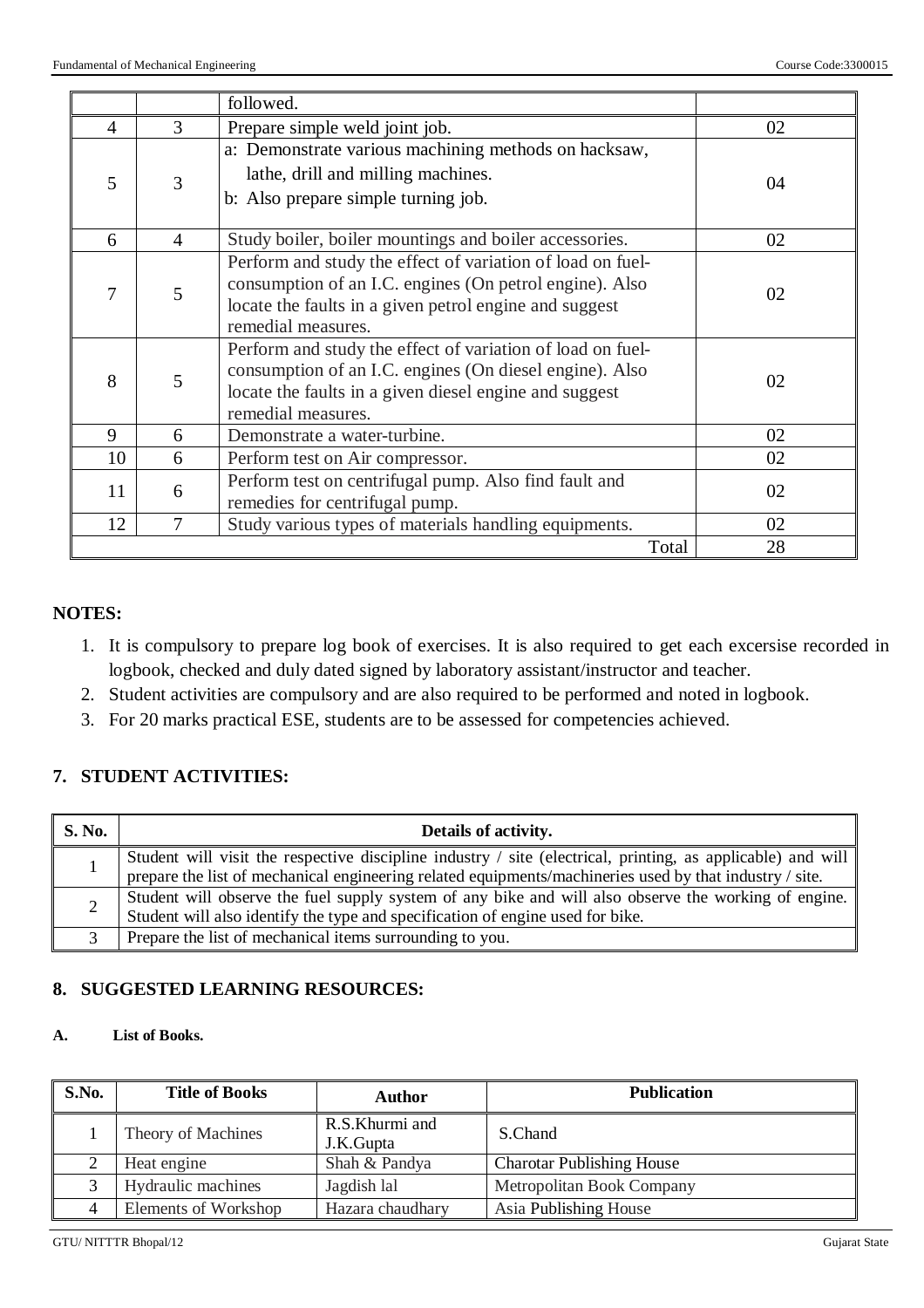| | | followed. | |
|---|---|---|---|
| 4 | 3 | Prepare simple weld joint job. | 02 |
| 5 | 3 | a: Demonstrate various machining methods on hacksaw, lathe, drill and milling machines.<br>b: Also prepare simple turning job. | 04 |
| 6 | 4 | Study boiler, boiler mountings and boiler accessories. | 02 |
| 7 | 5 | Perform and study the effect of variation of load on fuel-consumption of an I.C. engines (On petrol engine). Also locate the faults in a given petrol engine and suggest remedial measures. | 02 |
| 8 | 5 | Perform and study the effect of variation of load on fuel-consumption of an I.C. engines (On diesel engine). Also locate the faults in a given diesel engine and suggest remedial measures. | 02 |
| 9 | 6 | Demonstrate a water-turbine. | 02 |
| 10 | 6 | Perform test on Air compressor. | 02 |
| 11 | 6 | Perform test on centrifugal pump. Also find fault and remedies for centrifugal pump. | 02 |
| 12 | 7 | Study various types of materials handling equipments. | 02 |
| | | Total | 28 |

**NOTES:**

1. It is compulsory to prepare log book of exercises. It is also required to get each excersise recorded in logbook, checked and duly dated signed by laboratory assistant/instructor and teacher.
2. Student activities are compulsory and are also required to be performed and noted in logbook.
3. For 20 marks practical ESE, students are to be assessed for competencies achieved.

## 7. STUDENT ACTIVITIES:

| S. No. | Details of activity. |
|---|---|
| 1 | Student will visit the respective discipline industry / site (electrical, printing, as applicable) and will prepare the list of mechanical engineering related equipments/machineries used by that industry / site. |
| 2 | Student will observe the fuel supply system of any bike and will also observe the working of engine. Student will also identify the type and specification of engine used for bike. |
| 3 | Prepare the list of mechanical items surrounding to you. |

## 8. SUGGESTED LEARNING RESOURCES:

### A. List of Books.

| S.No. | Title of Books | Author | Publication |
|---|---|---|---|
| 1 | Theory of Machines | R.S.Khurmi and J.K.Gupta | S.Chand |
| 2 | Heat engine | Shah & Pandya | Charotar Publishing House |
| 3 | Hydraulic machines | Jagdish lal | Metropolitan Book Company |
| 4 | Elements of Workshop | Hazara chaudhary | Asia Publishing House |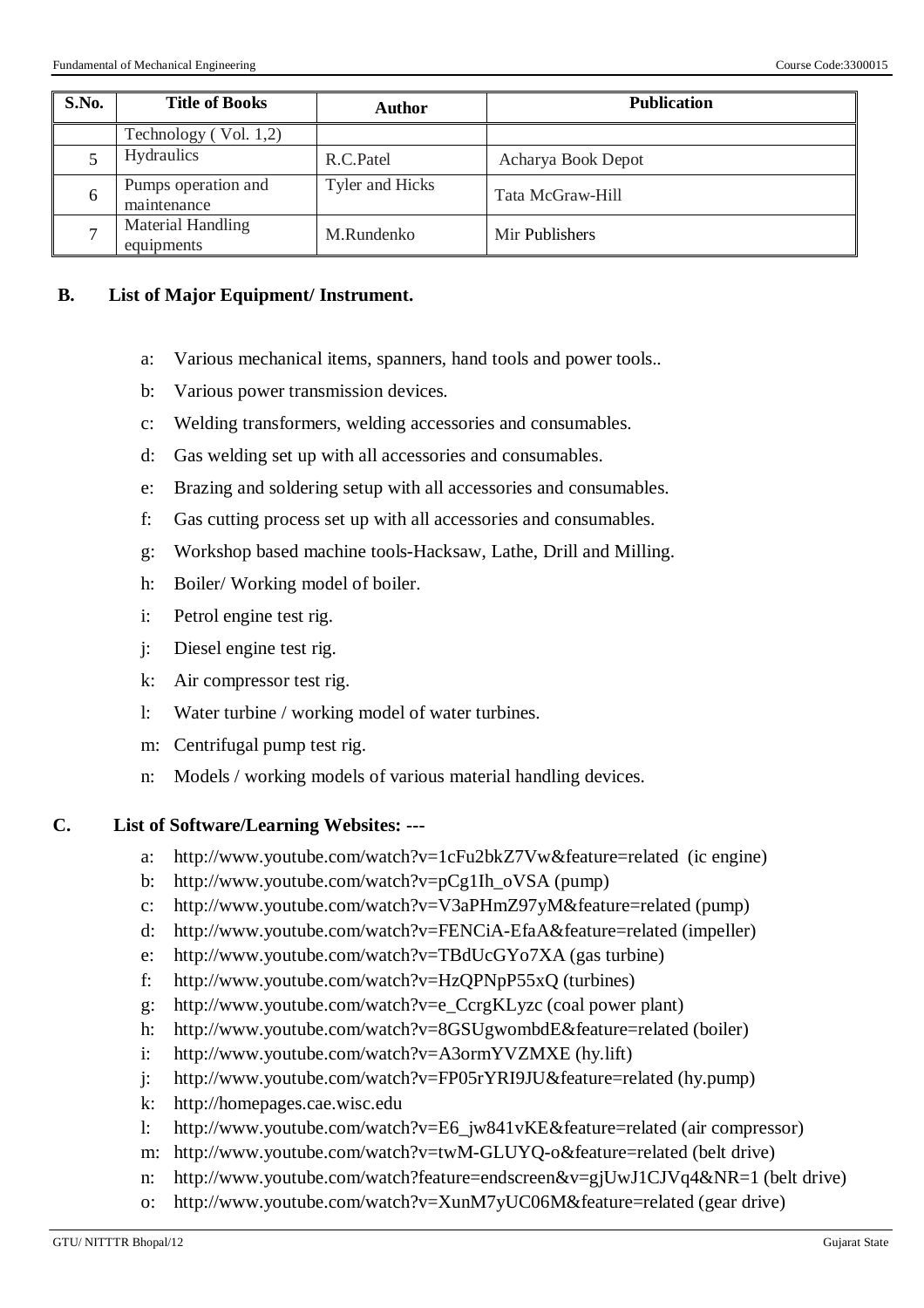| S.No. | Title of Books | Author | Publication |
|---|---|---|---|
| | Technology ( Vol. 1,2) | | |
| 5 | Hydraulics | R.C.Patel | Acharya Book Depot |
| 6 | Pumps operation and maintenance | Tyler and Hicks | Tata McGraw-Hill |
| 7 | Material Handling equipments | M.Rundenko | Mir Publishers |

**B. List of Major Equipment/ Instrument.**

a: Various mechanical items, spanners, hand tools and power tools..

b: Various power transmission devices.

c: Welding transformers, welding accessories and consumables.

d: Gas welding set up with all accessories and consumables.

e: Brazing and soldering setup with all accessories and consumables.

f: Gas cutting process set up with all accessories and consumables.

g: Workshop based machine tools-Hacksaw, Lathe, Drill and Milling.

h: Boiler/ Working model of boiler.

i: Petrol engine test rig.

j: Diesel engine test rig.

k: Air compressor test rig.

l: Water turbine / working model of water turbines.

m: Centrifugal pump test rig.

n: Models / working models of various material handling devices.

**C. List of Software/Learning Websites: ---**

a: http://www.youtube.com/watch?v=1cFu2bkZ7Vw&feature=related (ic engine)

b: http://www.youtube.com/watch?v=pCg1Ih_oVSA (pump)

c: http://www.youtube.com/watch?v=V3aPHmZ97yM&feature=related (pump)

d: http://www.youtube.com/watch?v=FENCiA-EfaA&feature=related (impeller)

e: http://www.youtube.com/watch?v=TBdUcGYo7XA (gas turbine)

f: http://www.youtube.com/watch?v=HzQPNpP55xQ (turbines)

g: http://www.youtube.com/watch?v=e_CcrgKLyzc (coal power plant)

h: http://www.youtube.com/watch?v=8GSUgwombdE&feature=related (boiler)

i: http://www.youtube.com/watch?v=A3ormYVZMXE (hy.lift)

j: http://www.youtube.com/watch?v=FP05rYRI9JU&feature=related (hy.pump)

k: http://homepages.cae.wisc.edu

l: http://www.youtube.com/watch?v=E6_jw841vKE&feature=related (air compressor)

m: http://www.youtube.com/watch?v=twM-GLUYQ-o&feature=related (belt drive)

n: http://www.youtube.com/watch?feature=endscreen&v=gjUwJ1CJVq4&NR=1 (belt drive)

o: http://www.youtube.com/watch?v=XunM7yUC06M&feature=related (gear drive)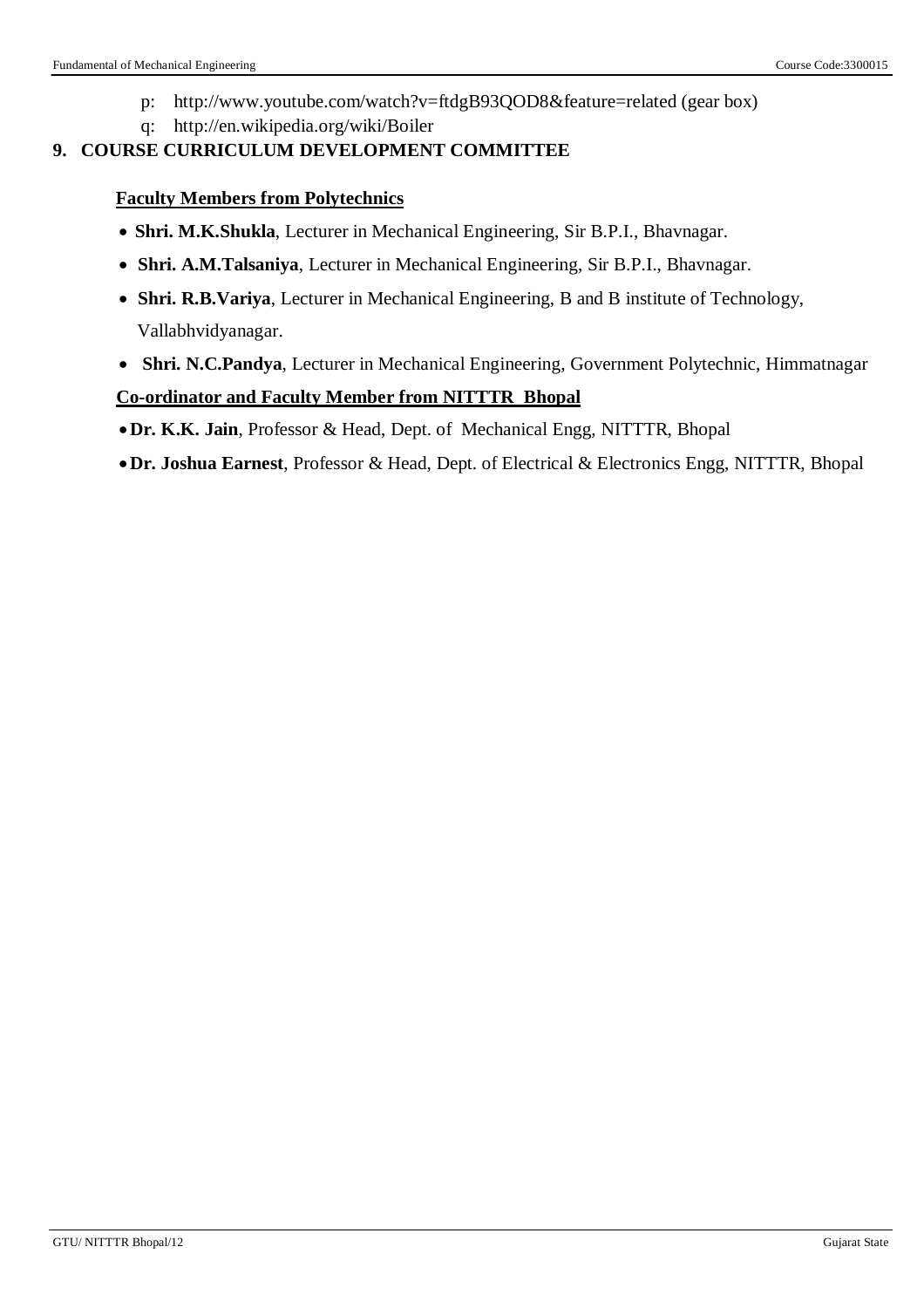p: http://www.youtube.com/watch?v=ftdgB93QOD8&feature=related (gear box)

q: http://en.wikipedia.org/wiki/Boiler

## 9. COURSE CURRICULUM DEVELOPMENT COMMITTEE

**Faculty Members from Polytechnics**

- **Shri. M.K.Shukla**, Lecturer in Mechanical Engineering, Sir B.P.I., Bhavnagar.
- **Shri. A.M.Talsaniya**, Lecturer in Mechanical Engineering, Sir B.P.I., Bhavnagar.
- **Shri. R.B.Variya**, Lecturer in Mechanical Engineering, B and B institute of Technology, Vallabhvidyanagar.
- **Shri. N.C.Pandya**, Lecturer in Mechanical Engineering, Government Polytechnic, Himmatnagar

**Co-ordinator and Faculty Member from NITTTR Bhopal**

- **Dr. K.K. Jain**, Professor & Head, Dept. of Mechanical Engg, NITTTR, Bhopal
- **Dr. Joshua Earnest**, Professor & Head, Dept. of Electrical & Electronics Engg, NITTTR, Bhopal